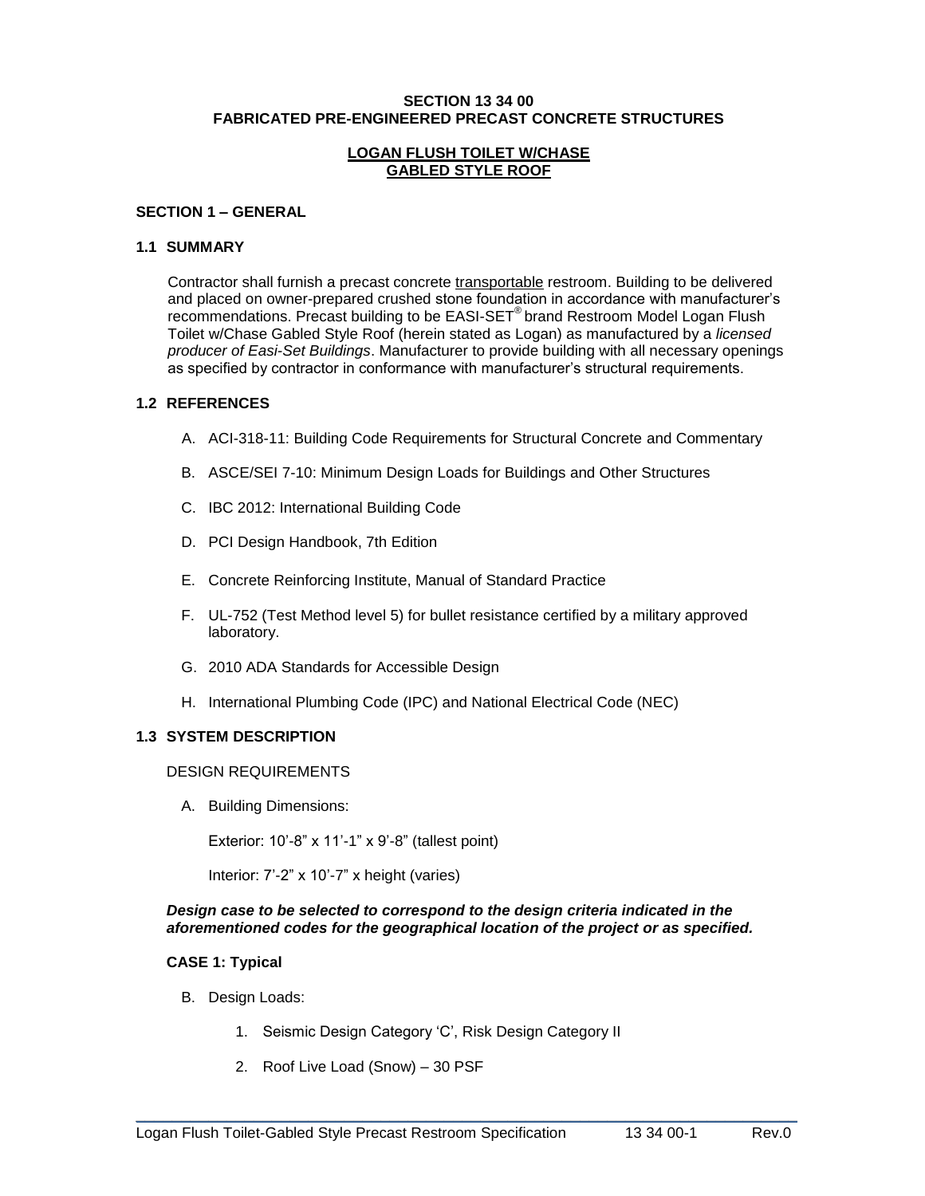# SECTION 13 34 00
# FABRICATED PRE-ENGINEERED PRECAST CONCRETE STRUCTURES

## LOGAN FLUSH TOILET W/CHASE
## GABLED STYLE ROOF

## SECTION 1 – GENERAL

### 1.1 SUMMARY

Contractor shall furnish a precast concrete transportable restroom. Building to be delivered and placed on owner-prepared crushed stone foundation in accordance with manufacturer's recommendations. Precast building to be EASI-SET® brand Restroom Model Logan Flush Toilet w/Chase Gabled Style Roof (herein stated as Logan) as manufactured by a *licensed producer of Easi-Set Buildings*. Manufacturer to provide building with all necessary openings as specified by contractor in conformance with manufacturer's structural requirements.

### 1.2 REFERENCES

A. ACI-318-11: Building Code Requirements for Structural Concrete and Commentary

B. ASCE/SEI 7-10: Minimum Design Loads for Buildings and Other Structures

C. IBC 2012: International Building Code

D. PCI Design Handbook, 7th Edition

E. Concrete Reinforcing Institute, Manual of Standard Practice

F. UL-752 (Test Method level 5) for bullet resistance certified by a military approved laboratory.

G. 2010 ADA Standards for Accessible Design

H. International Plumbing Code (IPC) and National Electrical Code (NEC)

### 1.3 SYSTEM DESCRIPTION

DESIGN REQUIREMENTS

A. Building Dimensions:

Exterior: 10'-8" x 11'-1" x 9'-8" (tallest point)

Interior: 7'-2" x 10'-7" x height (varies)

***Design case to be selected to correspond to the design criteria indicated in the aforementioned codes for the geographical location of the project or as specified.***

**CASE 1: Typical**

B. Design Loads:

1. Seismic Design Category 'C', Risk Design Category II
2. Roof Live Load (Snow) – 30 PSF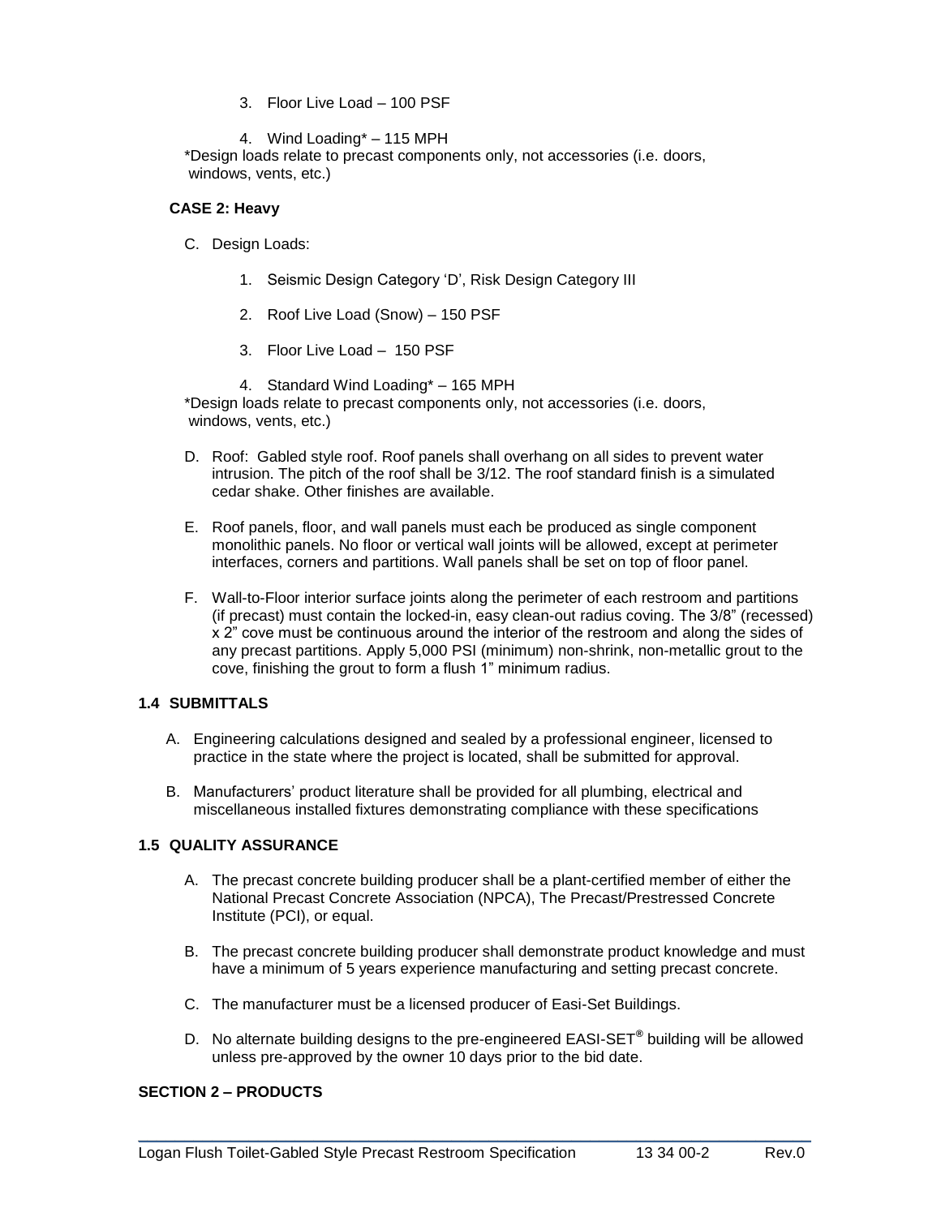3. Floor Live Load – 100 PSF

4. Wind Loading* – 115 MPH

*Design loads relate to precast components only, not accessories (i.e. doors, windows, vents, etc.)

**CASE 2: Heavy**

C. Design Loads:

1. Seismic Design Category 'D', Risk Design Category III

2. Roof Live Load (Snow) – 150 PSF

3. Floor Live Load – 150 PSF

4. Standard Wind Loading* – 165 MPH

*Design loads relate to precast components only, not accessories (i.e. doors, windows, vents, etc.)

D. Roof: Gabled style roof. Roof panels shall overhang on all sides to prevent water intrusion. The pitch of the roof shall be 3/12. The roof standard finish is a simulated cedar shake. Other finishes are available.

E. Roof panels, floor, and wall panels must each be produced as single component monolithic panels. No floor or vertical wall joints will be allowed, except at perimeter interfaces, corners and partitions. Wall panels shall be set on top of floor panel.

F. Wall-to-Floor interior surface joints along the perimeter of each restroom and partitions (if precast) must contain the locked-in, easy clean-out radius coving. The 3/8" (recessed) x 2" cove must be continuous around the interior of the restroom and along the sides of any precast partitions. Apply 5,000 PSI (minimum) non-shrink, non-metallic grout to the cove, finishing the grout to form a flush 1" minimum radius.

### 1.4 SUBMITTALS

A. Engineering calculations designed and sealed by a professional engineer, licensed to practice in the state where the project is located, shall be submitted for approval.

B. Manufacturers' product literature shall be provided for all plumbing, electrical and miscellaneous installed fixtures demonstrating compliance with these specifications

### 1.5 QUALITY ASSURANCE

A. The precast concrete building producer shall be a plant-certified member of either the National Precast Concrete Association (NPCA), The Precast/Prestressed Concrete Institute (PCI), or equal.

B. The precast concrete building producer shall demonstrate product knowledge and must have a minimum of 5 years experience manufacturing and setting precast concrete.

C. The manufacturer must be a licensed producer of Easi-Set Buildings.

D. No alternate building designs to the pre-engineered EASI-SET® building will be allowed unless pre-approved by the owner 10 days prior to the bid date.

## SECTION 2 – PRODUCTS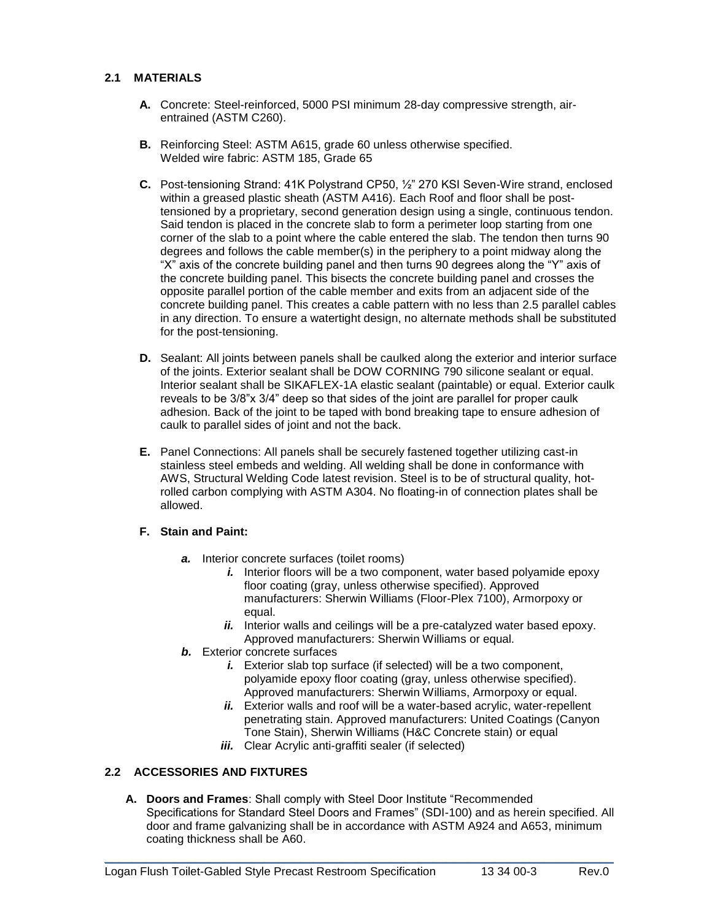## 2.1 MATERIALS

**A.** Concrete: Steel-reinforced, 5000 PSI minimum 28-day compressive strength, air-entrained (ASTM C260).

**B.** Reinforcing Steel: ASTM A615, grade 60 unless otherwise specified.
Welded wire fabric: ASTM 185, Grade 65

**C.** Post-tensioning Strand: 41K Polystrand CP50, ½" 270 KSI Seven-Wire strand, enclosed within a greased plastic sheath (ASTM A416). Each Roof and floor shall be post-tensioned by a proprietary, second generation design using a single, continuous tendon. Said tendon is placed in the concrete slab to form a perimeter loop starting from one corner of the slab to a point where the cable entered the slab. The tendon then turns 90 degrees and follows the cable member(s) in the periphery to a point midway along the "X" axis of the concrete building panel and then turns 90 degrees along the "Y" axis of the concrete building panel. This bisects the concrete building panel and crosses the opposite parallel portion of the cable member and exits from an adjacent side of the concrete building panel. This creates a cable pattern with no less than 2.5 parallel cables in any direction. To ensure a watertight design, no alternate methods shall be substituted for the post-tensioning.

**D.** Sealant: All joints between panels shall be caulked along the exterior and interior surface of the joints. Exterior sealant shall be DOW CORNING 790 silicone sealant or equal. Interior sealant shall be SIKAFLEX-1A elastic sealant (paintable) or equal. Exterior caulk reveals to be 3/8"x 3/4" deep so that sides of the joint are parallel for proper caulk adhesion. Back of the joint to be taped with bond breaking tape to ensure adhesion of caulk to parallel sides of joint and not the back.

**E.** Panel Connections: All panels shall be securely fastened together utilizing cast-in stainless steel embeds and welding. All welding shall be done in conformance with AWS, Structural Welding Code latest revision. Steel is to be of structural quality, hot-rolled carbon complying with ASTM A304. No floating-in of connection plates shall be allowed.

**F. Stain and Paint:**

- ***a.*** Interior concrete surfaces (toilet rooms)
  - ***i.*** Interior floors will be a two component, water based polyamide epoxy floor coating (gray, unless otherwise specified). Approved manufacturers: Sherwin Williams (Floor-Plex 7100), Armorpoxy or equal.
  - ***ii.*** Interior walls and ceilings will be a pre-catalyzed water based epoxy. Approved manufacturers: Sherwin Williams or equal.
- ***b.*** Exterior concrete surfaces
  - ***i.*** Exterior slab top surface (if selected) will be a two component, polyamide epoxy floor coating (gray, unless otherwise specified). Approved manufacturers: Sherwin Williams, Armorpoxy or equal.
  - ***ii.*** Exterior walls and roof will be a water-based acrylic, water-repellent penetrating stain. Approved manufacturers: United Coatings (Canyon Tone Stain), Sherwin Williams (H&C Concrete stain) or equal
  - ***iii.*** Clear Acrylic anti-graffiti sealer (if selected)

## 2.2 ACCESSORIES AND FIXTURES

**A. Doors and Frames**: Shall comply with Steel Door Institute "Recommended Specifications for Standard Steel Doors and Frames" (SDI-100) and as herein specified. All door and frame galvanizing shall be in accordance with ASTM A924 and A653, minimum coating thickness shall be A60.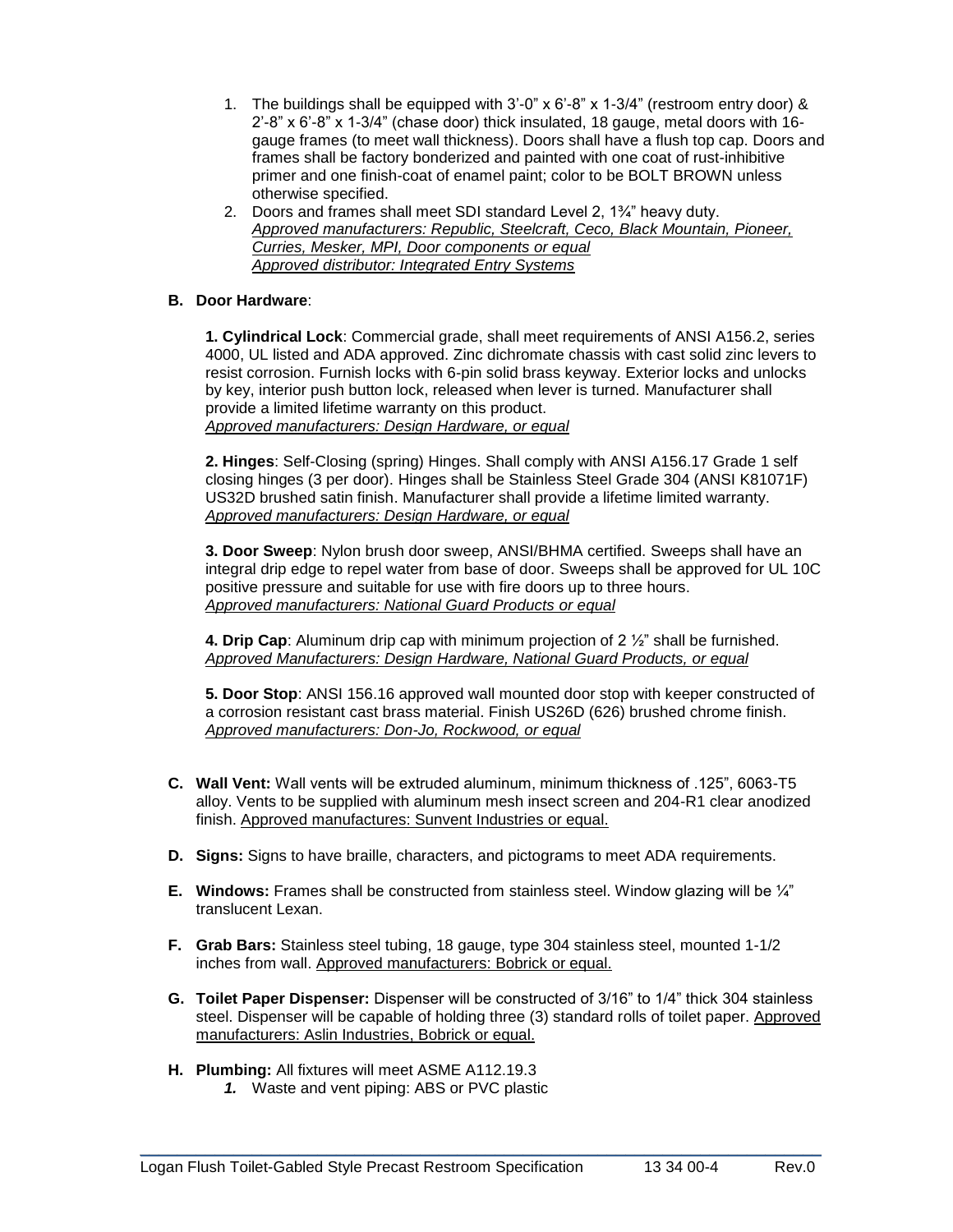1. The buildings shall be equipped with 3'-0" x 6'-8" x 1-3/4" (restroom entry door) & 2'-8" x 6'-8" x 1-3/4" (chase door) thick insulated, 18 gauge, metal doors with 16-gauge frames (to meet wall thickness). Doors shall have a flush top cap. Doors and frames shall be factory bonderized and painted with one coat of rust-inhibitive primer and one finish-coat of enamel paint; color to be BOLT BROWN unless otherwise specified.
2. Doors and frames shall meet SDI standard Level 2, 1¾" heavy duty.
   *Approved manufacturers: Republic, Steelcraft, Ceco, Black Mountain, Pioneer, Curries, Mesker, MPI, Door components or equal*
   *Approved distributor: Integrated Entry Systems*

**B. Door Hardware**:

**1. Cylindrical Lock**: Commercial grade, shall meet requirements of ANSI A156.2, series 4000, UL listed and ADA approved. Zinc dichromate chassis with cast solid zinc levers to resist corrosion. Furnish locks with 6-pin solid brass keyway. Exterior locks and unlocks by key, interior push button lock, released when lever is turned. Manufacturer shall provide a limited lifetime warranty on this product.
*Approved manufacturers: Design Hardware, or equal*

**2. Hinges**: Self-Closing (spring) Hinges. Shall comply with ANSI A156.17 Grade 1 self closing hinges (3 per door). Hinges shall be Stainless Steel Grade 304 (ANSI K81071F) US32D brushed satin finish. Manufacturer shall provide a lifetime limited warranty.
*Approved manufacturers: Design Hardware, or equal*

**3. Door Sweep**: Nylon brush door sweep, ANSI/BHMA certified. Sweeps shall have an integral drip edge to repel water from base of door. Sweeps shall be approved for UL 10C positive pressure and suitable for use with fire doors up to three hours.
*Approved manufacturers: National Guard Products or equal*

**4. Drip Cap**: Aluminum drip cap with minimum projection of 2 ½" shall be furnished.
*Approved Manufacturers: Design Hardware, National Guard Products, or equal*

**5. Door Stop**: ANSI 156.16 approved wall mounted door stop with keeper constructed of a corrosion resistant cast brass material. Finish US26D (626) brushed chrome finish.
*Approved manufacturers: Don-Jo, Rockwood, or equal*

**C. Wall Vent:** Wall vents will be extruded aluminum, minimum thickness of .125", 6063-T5 alloy. Vents to be supplied with aluminum mesh insect screen and 204-R1 clear anodized finish. Approved manufactures: Sunvent Industries or equal.

**D. Signs:** Signs to have braille, characters, and pictograms to meet ADA requirements.

**E. Windows:** Frames shall be constructed from stainless steel. Window glazing will be ¼" translucent Lexan.

**F. Grab Bars:** Stainless steel tubing, 18 gauge, type 304 stainless steel, mounted 1-1/2 inches from wall. Approved manufacturers: Bobrick or equal.

**G. Toilet Paper Dispenser:** Dispenser will be constructed of 3/16" to 1/4" thick 304 stainless steel. Dispenser will be capable of holding three (3) standard rolls of toilet paper. Approved manufacturers: Aslin Industries, Bobrick or equal.

**H. Plumbing:** All fixtures will meet ASME A112.19.3

1. Waste and vent piping: ABS or PVC plastic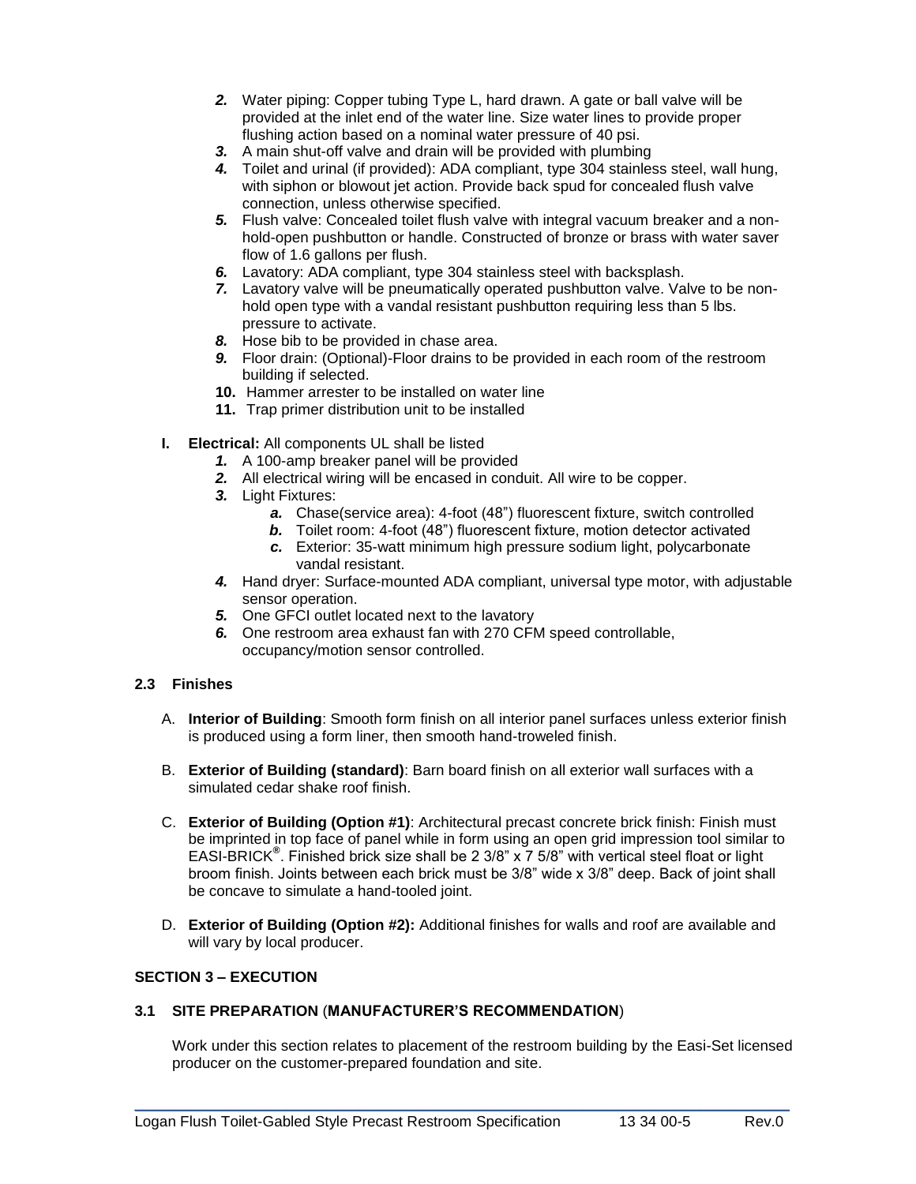2. Water piping: Copper tubing Type L, hard drawn. A gate or ball valve will be provided at the inlet end of the water line. Size water lines to provide proper flushing action based on a nominal water pressure of 40 psi.
3. A main shut-off valve and drain will be provided with plumbing
4. Toilet and urinal (if provided): ADA compliant, type 304 stainless steel, wall hung, with siphon or blowout jet action. Provide back spud for concealed flush valve connection, unless otherwise specified.
5. Flush valve: Concealed toilet flush valve with integral vacuum breaker and a non-hold-open pushbutton or handle. Constructed of bronze or brass with water saver flow of 1.6 gallons per flush.
6. Lavatory: ADA compliant, type 304 stainless steel with backsplash.
7. Lavatory valve will be pneumatically operated pushbutton valve. Valve to be non-hold open type with a vandal resistant pushbutton requiring less than 5 lbs. pressure to activate.
8. Hose bib to be provided in chase area.
9. Floor drain: (Optional)-Floor drains to be provided in each room of the restroom building if selected.
10. Hammer arrester to be installed on water line
11. Trap primer distribution unit to be installed

**I. Electrical:** All components UL shall be listed

1. A 100-amp breaker panel will be provided
2. All electrical wiring will be encased in conduit. All wire to be copper.
3. Light Fixtures:
   - a. Chase(service area): 4-foot (48") fluorescent fixture, switch controlled
   - b. Toilet room: 4-foot (48") fluorescent fixture, motion detector activated
   - c. Exterior: 35-watt minimum high pressure sodium light, polycarbonate vandal resistant.
4. Hand dryer: Surface-mounted ADA compliant, universal type motor, with adjustable sensor operation.
5. One GFCI outlet located next to the lavatory
6. One restroom area exhaust fan with 270 CFM speed controllable, occupancy/motion sensor controlled.

### 2.3 Finishes

A. **Interior of Building**: Smooth form finish on all interior panel surfaces unless exterior finish is produced using a form liner, then smooth hand-troweled finish.

B. **Exterior of Building (standard)**: Barn board finish on all exterior wall surfaces with a simulated cedar shake roof finish.

C. **Exterior of Building (Option #1)**: Architectural precast concrete brick finish: Finish must be imprinted in top face of panel while in form using an open grid impression tool similar to EASI-BRICK®. Finished brick size shall be 2 3/8" x 7 5/8" with vertical steel float or light broom finish. Joints between each brick must be 3/8" wide x 3/8" deep. Back of joint shall be concave to simulate a hand-tooled joint.

D. **Exterior of Building (Option #2):** Additional finishes for walls and roof are available and will vary by local producer.

## SECTION 3 – EXECUTION

### 3.1 SITE PREPARATION (MANUFACTURER'S RECOMMENDATION)

Work under this section relates to placement of the restroom building by the Easi-Set licensed producer on the customer-prepared foundation and site.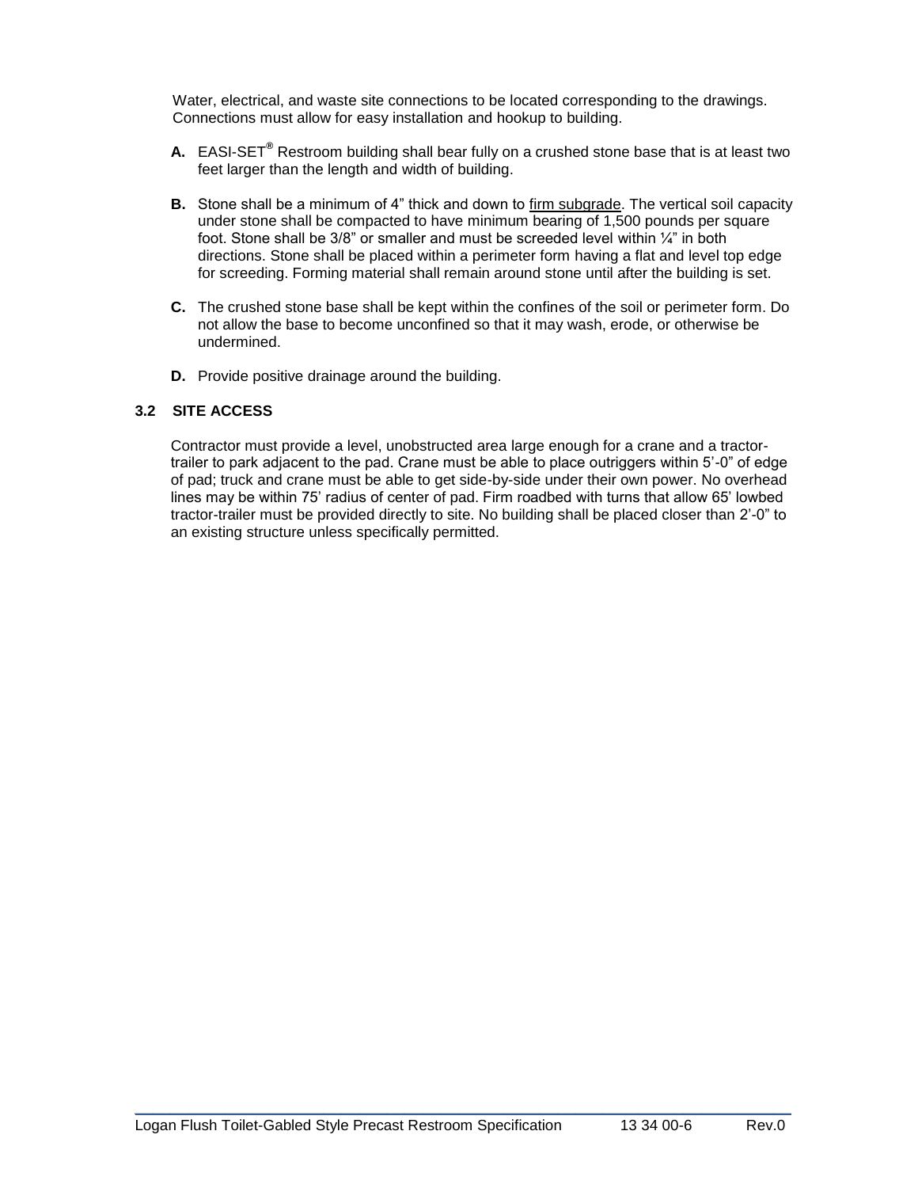Water, electrical, and waste site connections to be located corresponding to the drawings. Connections must allow for easy installation and hookup to building.

**A.** EASI-SET® Restroom building shall bear fully on a crushed stone base that is at least two feet larger than the length and width of building.

**B.** Stone shall be a minimum of 4" thick and down to firm subgrade. The vertical soil capacity under stone shall be compacted to have minimum bearing of 1,500 pounds per square foot. Stone shall be 3/8" or smaller and must be screeded level within ¼" in both directions. Stone shall be placed within a perimeter form having a flat and level top edge for screeding. Forming material shall remain around stone until after the building is set.

**C.** The crushed stone base shall be kept within the confines of the soil or perimeter form. Do not allow the base to become unconfined so that it may wash, erode, or otherwise be undermined.

**D.** Provide positive drainage around the building.

### 3.2 SITE ACCESS

Contractor must provide a level, unobstructed area large enough for a crane and a tractor-trailer to park adjacent to the pad. Crane must be able to place outriggers within 5'-0" of edge of pad; truck and crane must be able to get side-by-side under their own power. No overhead lines may be within 75' radius of center of pad. Firm roadbed with turns that allow 65' lowbed tractor-trailer must be provided directly to site. No building shall be placed closer than 2'-0" to an existing structure unless specifically permitted.